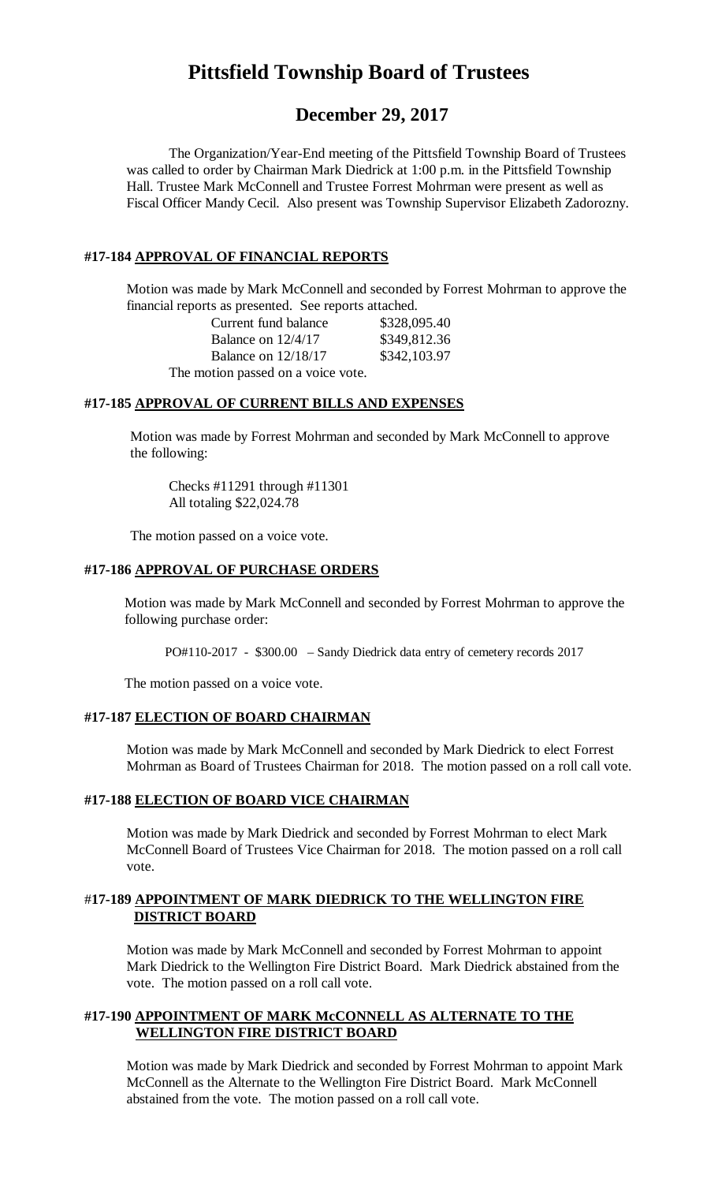# Pittsfield Township Board of Trustees

## December 29, 2017

The Organization/Year-End meeting of the Pittsfield Township Board of Trustees was called to order by Chairman Mark Diedrick at 1:00 p.m. in the Pittsfield Township Hall. Trustee Mark McConnell and Trustee Forrest Mohrman were present as well as Fiscal Officer Mandy Cecil. Also present was Township Supervisor Elizabeth Zadorozny.

### #17-184 APPROVAL OF FINANCIAL REPORTS

Motion was made by Mark McConnell and seconded by Forrest Mohrman to approve the financial reports as presented. See reports attached.

| | |
|---|---|
| Current fund balance | $328,095.40 |
| Balance on 12/4/17 | $349,812.36 |
| Balance on 12/18/17 | $342,103.97 |

The motion passed on a voice vote.

### #17-185 APPROVAL OF CURRENT BILLS AND EXPENSES

Motion was made by Forrest Mohrman and seconded by Mark McConnell to approve the following:

Checks #11291 through #11301
All totaling $22,024.78

The motion passed on a voice vote.

### #17-186 APPROVAL OF PURCHASE ORDERS

Motion was made by Mark McConnell and seconded by Forrest Mohrman to approve the following purchase order:

PO#110-2017 - $300.00 – Sandy Diedrick data entry of cemetery records 2017

The motion passed on a voice vote.

### #17-187 ELECTION OF BOARD CHAIRMAN

Motion was made by Mark McConnell and seconded by Mark Diedrick to elect Forrest Mohrman as Board of Trustees Chairman for 2018. The motion passed on a roll call vote.

### #17-188 ELECTION OF BOARD VICE CHAIRMAN

Motion was made by Mark Diedrick and seconded by Forrest Mohrman to elect Mark McConnell Board of Trustees Vice Chairman for 2018. The motion passed on a roll call vote.

### #17-189 APPOINTMENT OF MARK DIEDRICK TO THE WELLINGTON FIRE DISTRICT BOARD

Motion was made by Mark McConnell and seconded by Forrest Mohrman to appoint Mark Diedrick to the Wellington Fire District Board. Mark Diedrick abstained from the vote. The motion passed on a roll call vote.

### #17-190 APPOINTMENT OF MARK McCONNELL AS ALTERNATE TO THE WELLINGTON FIRE DISTRICT BOARD

Motion was made by Mark Diedrick and seconded by Forrest Mohrman to appoint Mark McConnell as the Alternate to the Wellington Fire District Board. Mark McConnell abstained from the vote. The motion passed on a roll call vote.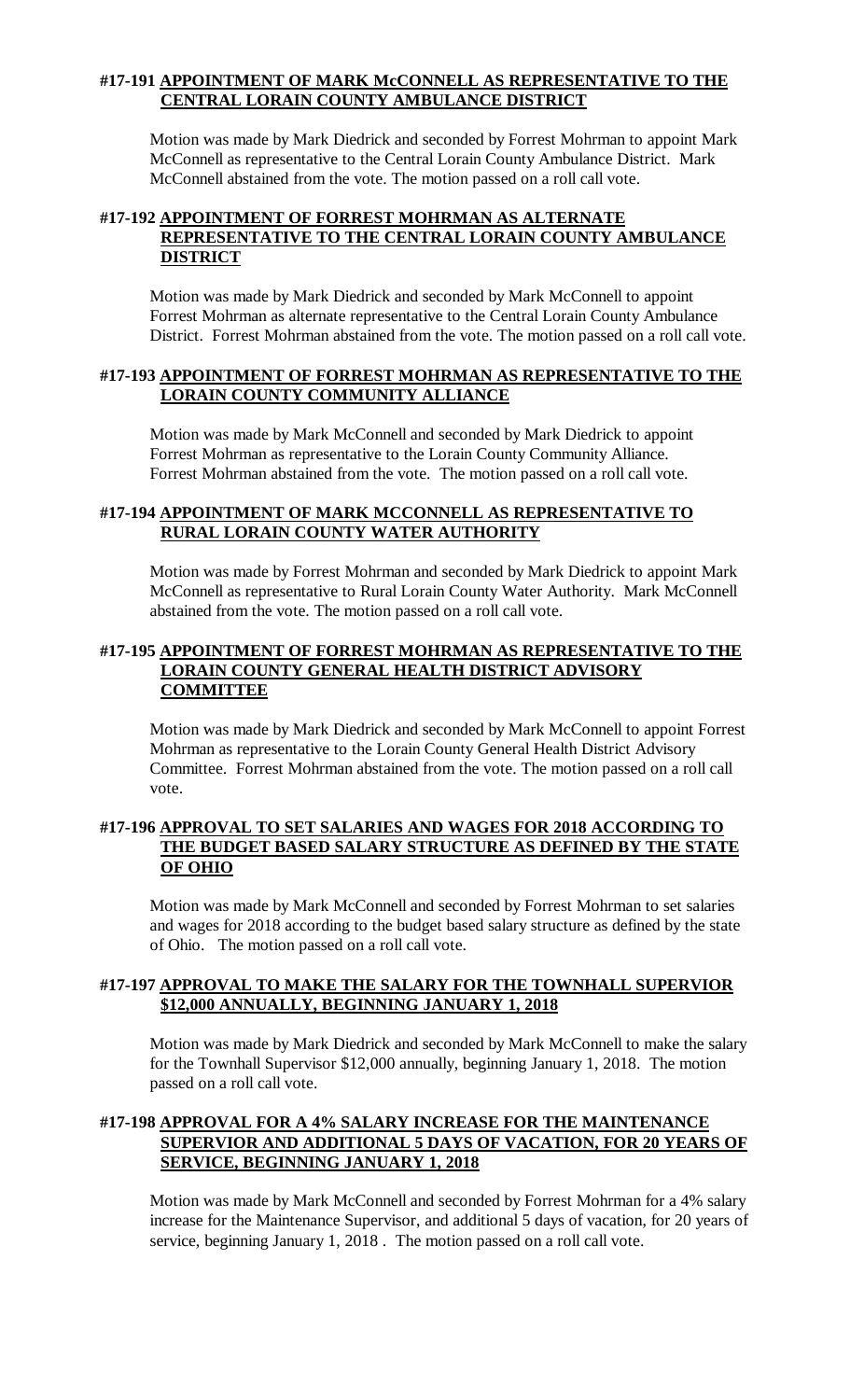**#17-191 APPOINTMENT OF MARK McCONNELL AS REPRESENTATIVE TO THE CENTRAL LORAIN COUNTY AMBULANCE DISTRICT**

Motion was made by Mark Diedrick and seconded by Forrest Mohrman to appoint Mark McConnell as representative to the Central Lorain County Ambulance District. Mark McConnell abstained from the vote. The motion passed on a roll call vote.

**#17-192 APPOINTMENT OF FORREST MOHRMAN AS ALTERNATE REPRESENTATIVE TO THE CENTRAL LORAIN COUNTY AMBULANCE DISTRICT**

Motion was made by Mark Diedrick and seconded by Mark McConnell to appoint Forrest Mohrman as alternate representative to the Central Lorain County Ambulance District. Forrest Mohrman abstained from the vote. The motion passed on a roll call vote.

**#17-193 APPOINTMENT OF FORREST MOHRMAN AS REPRESENTATIVE TO THE LORAIN COUNTY COMMUNITY ALLIANCE**

Motion was made by Mark McConnell and seconded by Mark Diedrick to appoint Forrest Mohrman as representative to the Lorain County Community Alliance. Forrest Mohrman abstained from the vote. The motion passed on a roll call vote.

**#17-194 APPOINTMENT OF MARK MCCONNELL AS REPRESENTATIVE TO RURAL LORAIN COUNTY WATER AUTHORITY**

Motion was made by Forrest Mohrman and seconded by Mark Diedrick to appoint Mark McConnell as representative to Rural Lorain County Water Authority. Mark McConnell abstained from the vote. The motion passed on a roll call vote.

**#17-195 APPOINTMENT OF FORREST MOHRMAN AS REPRESENTATIVE TO THE LORAIN COUNTY GENERAL HEALTH DISTRICT ADVISORY COMMITTEE**

Motion was made by Mark Diedrick and seconded by Mark McConnell to appoint Forrest Mohrman as representative to the Lorain County General Health District Advisory Committee. Forrest Mohrman abstained from the vote. The motion passed on a roll call vote.

**#17-196 APPROVAL TO SET SALARIES AND WAGES FOR 2018 ACCORDING TO THE BUDGET BASED SALARY STRUCTURE AS DEFINED BY THE STATE OF OHIO**

Motion was made by Mark McConnell and seconded by Forrest Mohrman to set salaries and wages for 2018 according to the budget based salary structure as defined by the state of Ohio. The motion passed on a roll call vote.

**#17-197 APPROVAL TO MAKE THE SALARY FOR THE TOWNHALL SUPERVIOR $12,000 ANNUALLY, BEGINNING JANUARY 1, 2018**

Motion was made by Mark Diedrick and seconded by Mark McConnell to make the salary for the Townhall Supervisor $12,000 annually, beginning January 1, 2018. The motion passed on a roll call vote.

**#17-198 APPROVAL FOR A 4% SALARY INCREASE FOR THE MAINTENANCE SUPERVIOR AND ADDITIONAL 5 DAYS OF VACATION, FOR 20 YEARS OF SERVICE, BEGINNING JANUARY 1, 2018**

Motion was made by Mark McConnell and seconded by Forrest Mohrman for a 4% salary increase for the Maintenance Supervisor, and additional 5 days of vacation, for 20 years of service, beginning January 1, 2018 . The motion passed on a roll call vote.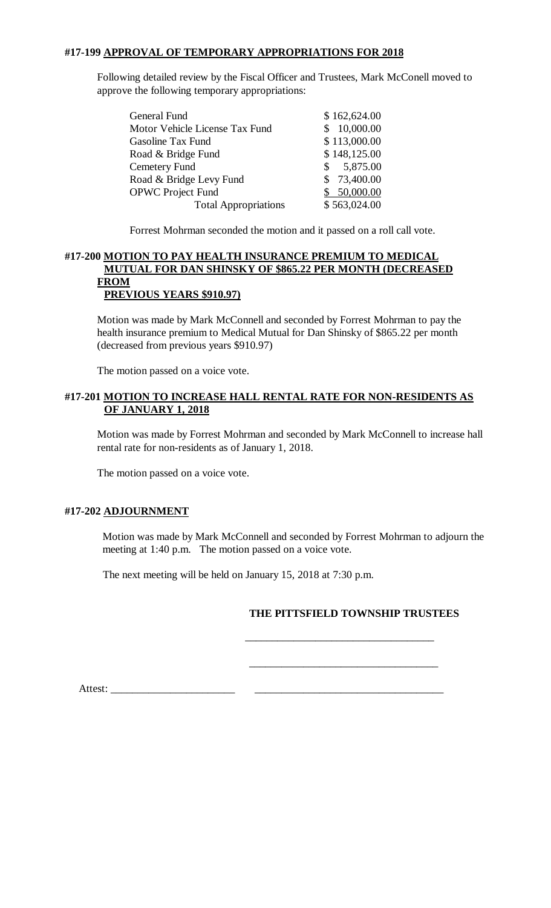**#17-199 APPROVAL OF TEMPORARY APPROPRIATIONS FOR 2018**

Following detailed review by the Fiscal Officer and Trustees, Mark McConell moved to approve the following temporary appropriations:

| | |
|---|---|
| General Fund | $ 162,624.00 |
| Motor Vehicle License Tax Fund | $ 10,000.00 |
| Gasoline Tax Fund | $ 113,000.00 |
| Road & Bridge Fund | $ 148,125.00 |
| Cemetery Fund | $ 5,875.00 |
| Road & Bridge Levy Fund | $ 73,400.00 |
| OPWC Project Fund | $ 50,000.00 |
| Total Appropriations | $ 563,024.00 |

Forrest Mohrman seconded the motion and it passed on a roll call vote.

**#17-200 MOTION TO PAY HEALTH INSURANCE PREMIUM TO MEDICAL MUTUAL FOR DAN SHINSKY OF $865.22 PER MONTH (DECREASED FROM PREVIOUS YEARS $910.97)**

Motion was made by Mark McConnell and seconded by Forrest Mohrman to pay the health insurance premium to Medical Mutual for Dan Shinsky of $865.22 per month (decreased from previous years $910.97)

The motion passed on a voice vote.

**#17-201 MOTION TO INCREASE HALL RENTAL RATE FOR NON-RESIDENTS AS OF JANUARY 1, 2018**

Motion was made by Forrest Mohrman and seconded by Mark McConnell to increase hall rental rate for non-residents as of January 1, 2018.

The motion passed on a voice vote.

**#17-202 ADJOURNMENT**

Motion was made by Mark McConnell and seconded by Forrest Mohrman to adjourn the meeting at 1:40 p.m. The motion passed on a voice vote.

The next meeting will be held on January 15, 2018 at 7:30 p.m.

**THE PITTSFIELD TOWNSHIP TRUSTEES**

\_\_\_\_\_\_\_\_\_\_\_\_\_\_\_\_\_\_\_\_\_\_\_\_\_\_\_\_\_\_\_\_\_\_

\_\_\_\_\_\_\_\_\_\_\_\_\_\_\_\_\_\_\_\_\_\_\_\_\_\_\_\_\_\_\_\_\_\_

Attest: \_\_\_\_\_\_\_\_\_\_\_\_\_\_\_\_\_\_\_\_\_\_ \_\_\_\_\_\_\_\_\_\_\_\_\_\_\_\_\_\_\_\_\_\_\_\_\_\_\_\_\_\_\_\_\_\_